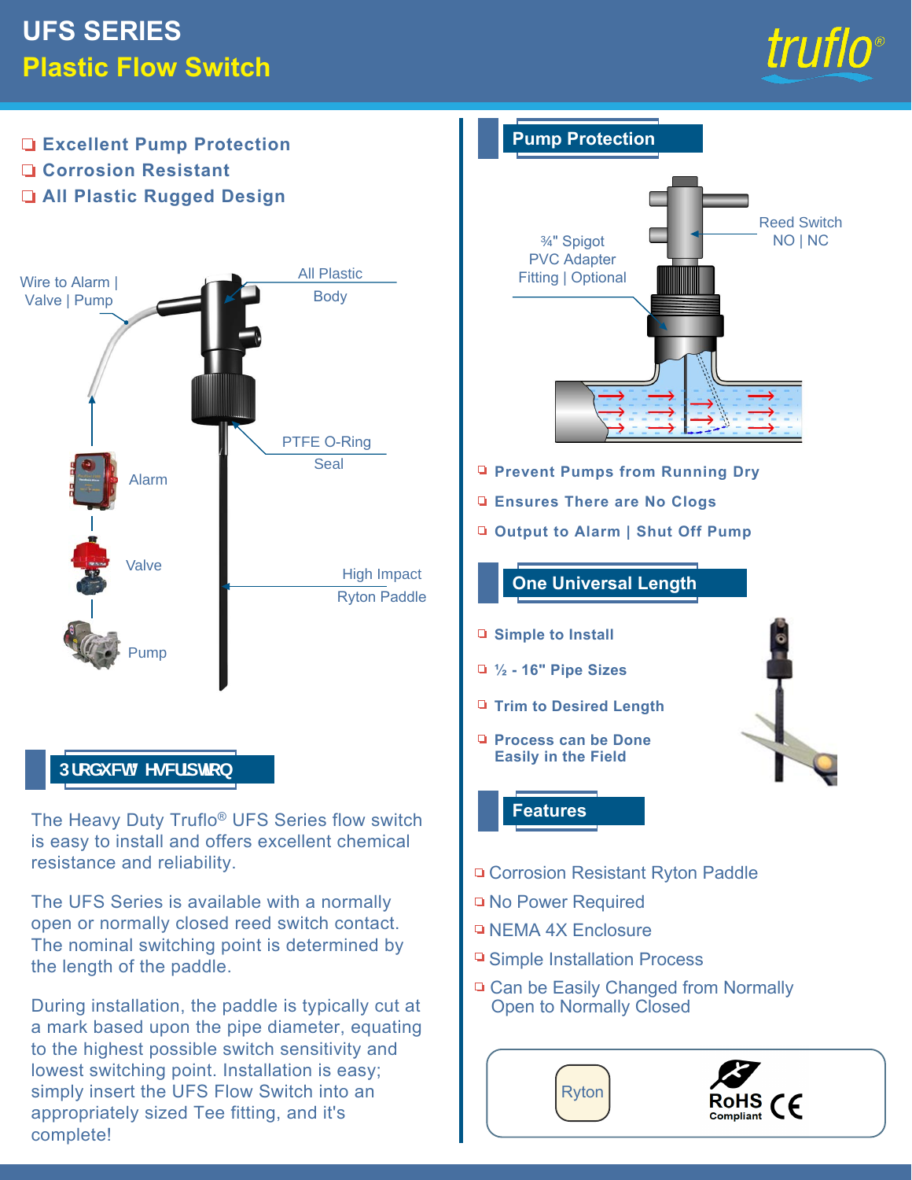# UFS SERIES
## Plastic Flow Switch

- Excellent Pump Protection
- Corrosion Resistant
- All Plastic Rugged Design

Wire to Alarm | Valve | Pump

All Plastic Body

PTFE O-Ring Seal

Alarm

Valve

Pump

High Impact Ryton Paddle

## Product Description

The Heavy Duty Truflo® UFS Series flow switch is easy to install and offers excellent chemical resistance and reliability.

The UFS Series is available with a normally open or normally closed reed switch contact. The nominal switching point is determined by the length of the paddle.

During installation, the paddle is typically cut at a mark based upon the pipe diameter, equating to the highest possible switch sensitivity and lowest switching point. Installation is easy; simply insert the UFS Flow Switch into an appropriately sized Tee fitting, and it's complete!

## Pump Protection

¾" Spigot PVC Adapter Fitting | Optional

Reed Switch NO | NC

- **Prevent Pumps from Running Dry**
- **Ensures There are No Clogs**
- **Output to Alarm | Shut Off Pump**

## One Universal Length

- **Simple to Install**
- **½ - 16" Pipe Sizes**
- **Trim to Desired Length**
- **Process can be Done Easily in the Field**

## Features

- Corrosion Resistant Ryton Paddle
- No Power Required
- NEMA 4X Enclosure
- Simple Installation Process
- Can be Easily Changed from Normally Open to Normally Closed

Ryton

RoHS Compliant CE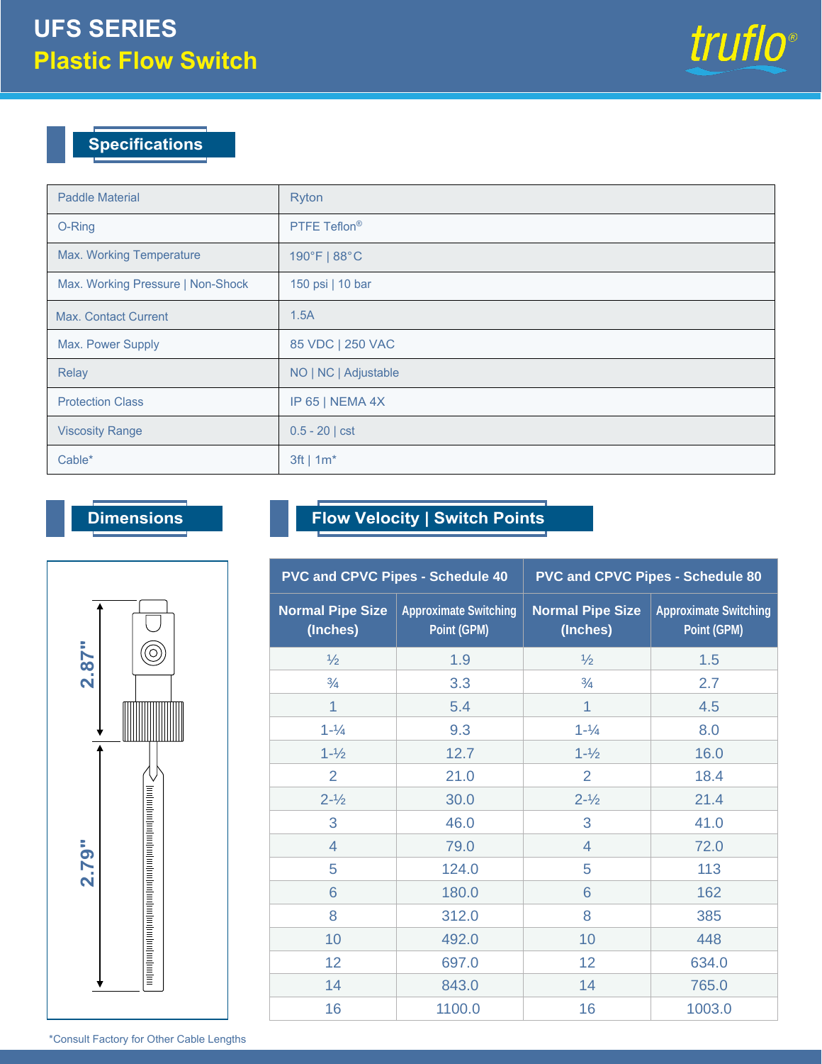# UFS SERIES
## Plastic Flow Switch

truflo®

## Specifications

| | |
|---|---|
| Paddle Material | Ryton |
| O-Ring | PTFE Teflon® |
| Max. Working Temperature | 190°F \| 88°C |
| Max. Working Pressure \| Non-Shock | 150 psi \| 10 bar |
| Max. Contact Current | 1.5A |
| Max. Power Supply | 85 VDC \| 250 VAC |
| Relay | NO \| NC \| Adjustable |
| Protection Class | IP 65 \| NEMA 4X |
| Viscosity Range | 0.5 - 20 \| cst |
| Cable* | 3ft \| 1m* |

## Dimensions

2.87"

2.79"

## Flow Velocity | Switch Points

| PVC and CPVC Pipes - Schedule 40 | | PVC and CPVC Pipes - Schedule 80 | |
|---|---|---|---|
| Normal Pipe Size (Inches) | Approximate Switching Point (GPM) | Normal Pipe Size (Inches) | Approximate Switching Point (GPM) |
| ½ | 1.9 | ½ | 1.5 |
| ¾ | 3.3 | ¾ | 2.7 |
| 1 | 5.4 | 1 | 4.5 |
| 1-¼ | 9.3 | 1-¼ | 8.0 |
| 1-½ | 12.7 | 1-½ | 16.0 |
| 2 | 21.0 | 2 | 18.4 |
| 2-½ | 30.0 | 2-½ | 21.4 |
| 3 | 46.0 | 3 | 41.0 |
| 4 | 79.0 | 4 | 72.0 |
| 5 | 124.0 | 5 | 113 |
| 6 | 180.0 | 6 | 162 |
| 8 | 312.0 | 8 | 385 |
| 10 | 492.0 | 10 | 448 |
| 12 | 697.0 | 12 | 634.0 |
| 14 | 843.0 | 14 | 765.0 |
| 16 | 1100.0 | 16 | 1003.0 |

*Consult Factory for Other Cable Lengths